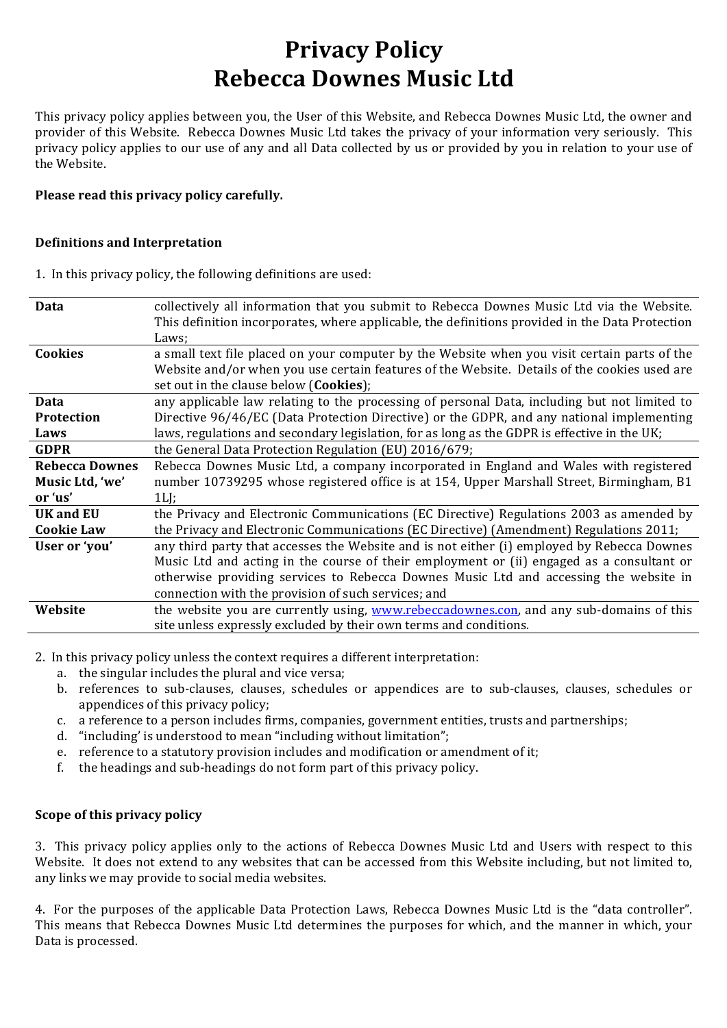# Privacy Policy
# Rebecca Downes Music Ltd

This privacy policy applies between you, the User of this Website, and Rebecca Downes Music Ltd, the owner and provider of this Website. Rebecca Downes Music Ltd takes the privacy of your information very seriously. This privacy policy applies to our use of any and all Data collected by us or provided by you in relation to your use of the Website.

**Please read this privacy policy carefully.**

### Definitions and Interpretation

1. In this privacy policy, the following definitions are used:

| | |
|---|---|
| **Data** | collectively all information that you submit to Rebecca Downes Music Ltd via the Website. This definition incorporates, where applicable, the definitions provided in the Data Protection Laws; |
| **Cookies** | a small text file placed on your computer by the Website when you visit certain parts of the Website and/or when you use certain features of the Website. Details of the cookies used are set out in the clause below (**Cookies**); |
| **Data Protection Laws** | any applicable law relating to the processing of personal Data, including but not limited to Directive 96/46/EC (Data Protection Directive) or the GDPR, and any national implementing laws, regulations and secondary legislation, for as long as the GDPR is effective in the UK; |
| **GDPR** | the General Data Protection Regulation (EU) 2016/679; |
| **Rebecca Downes Music Ltd, 'we' or 'us'** | Rebecca Downes Music Ltd, a company incorporated in England and Wales with registered number 10739295 whose registered office is at 154, Upper Marshall Street, Birmingham, B1 1LJ; |
| **UK and EU Cookie Law** | the Privacy and Electronic Communications (EC Directive) Regulations 2003 as amended by the Privacy and Electronic Communications (EC Directive) (Amendment) Regulations 2011; |
| **User or 'you'** | any third party that accesses the Website and is not either (i) employed by Rebecca Downes Music Ltd and acting in the course of their employment or (ii) engaged as a consultant or otherwise providing services to Rebecca Downes Music Ltd and accessing the website in connection with the provision of such services; and |
| **Website** | the website you are currently using, [www.rebeccadownes.con](www.rebeccadownes.con), and any sub-domains of this site unless expressly excluded by their own terms and conditions. |

2. In this privacy policy unless the context requires a different interpretation:
   a. the singular includes the plural and vice versa;
   b. references to sub-clauses, clauses, schedules or appendices are to sub-clauses, clauses, schedules or appendices of this privacy policy;
   c. a reference to a person includes firms, companies, government entities, trusts and partnerships;
   d. "including' is understood to mean "including without limitation";
   e. reference to a statutory provision includes and modification or amendment of it;
   f. the headings and sub-headings do not form part of this privacy policy.

### Scope of this privacy policy

3. This privacy policy applies only to the actions of Rebecca Downes Music Ltd and Users with respect to this Website. It does not extend to any websites that can be accessed from this Website including, but not limited to, any links we may provide to social media websites.

4. For the purposes of the applicable Data Protection Laws, Rebecca Downes Music Ltd is the "data controller". This means that Rebecca Downes Music Ltd determines the purposes for which, and the manner in which, your Data is processed.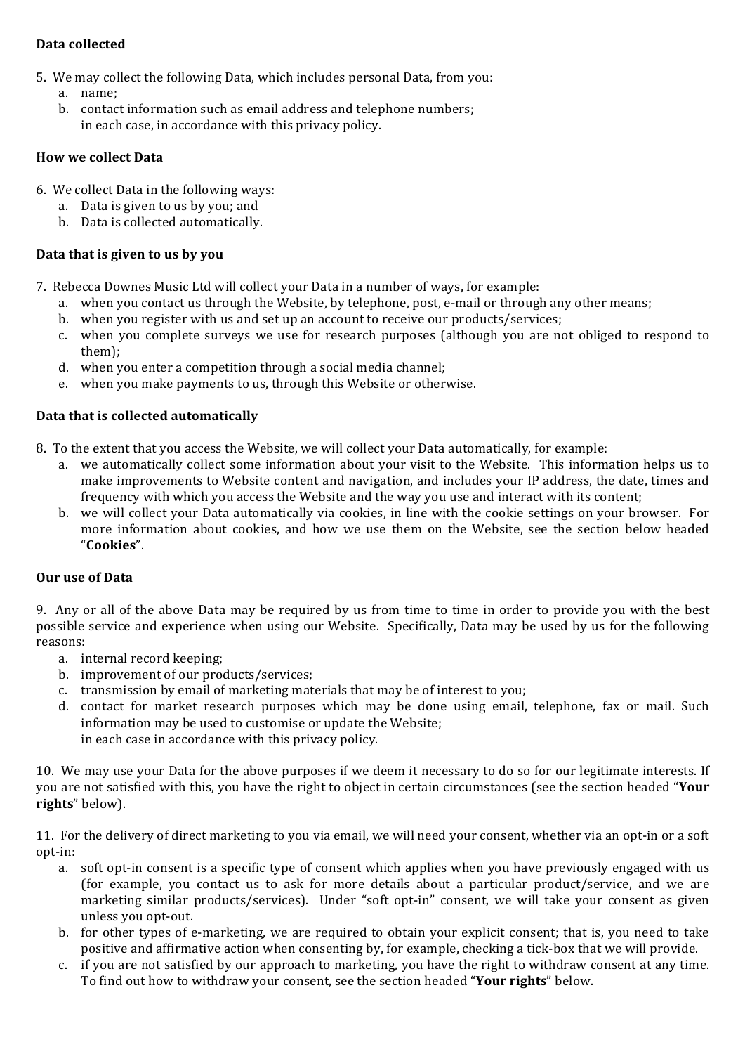**Data collected**

5. We may collect the following Data, which includes personal Data, from you:
    a. name;
    b. contact information such as email address and telephone numbers;
    in each case, in accordance with this privacy policy.

**How we collect Data**

6. We collect Data in the following ways:
    a. Data is given to us by you; and
    b. Data is collected automatically.

**Data that is given to us by you**

7. Rebecca Downes Music Ltd will collect your Data in a number of ways, for example:
    a. when you contact us through the Website, by telephone, post, e-mail or through any other means;
    b. when you register with us and set up an account to receive our products/services;
    c. when you complete surveys we use for research purposes (although you are not obliged to respond to them);
    d. when you enter a competition through a social media channel;
    e. when you make payments to us, through this Website or otherwise.

**Data that is collected automatically**

8. To the extent that you access the Website, we will collect your Data automatically, for example:
    a. we automatically collect some information about your visit to the Website. This information helps us to make improvements to Website content and navigation, and includes your IP address, the date, times and frequency with which you access the Website and the way you use and interact with its content;
    b. we will collect your Data automatically via cookies, in line with the cookie settings on your browser. For more information about cookies, and how we use them on the Website, see the section below headed "**Cookies**".

**Our use of Data**

9. Any or all of the above Data may be required by us from time to time in order to provide you with the best possible service and experience when using our Website. Specifically, Data may be used by us for the following reasons:
    a. internal record keeping;
    b. improvement of our products/services;
    c. transmission by email of marketing materials that may be of interest to you;
    d. contact for market research purposes which may be done using email, telephone, fax or mail. Such information may be used to customise or update the Website;
    in each case in accordance with this privacy policy.

10. We may use your Data for the above purposes if we deem it necessary to do so for our legitimate interests. If you are not satisfied with this, you have the right to object in certain circumstances (see the section headed "**Your rights**" below).

11. For the delivery of direct marketing to you via email, we will need your consent, whether via an opt-in or a soft opt-in:
    a. soft opt-in consent is a specific type of consent which applies when you have previously engaged with us (for example, you contact us to ask for more details about a particular product/service, and we are marketing similar products/services). Under "soft opt-in" consent, we will take your consent as given unless you opt-out.
    b. for other types of e-marketing, we are required to obtain your explicit consent; that is, you need to take positive and affirmative action when consenting by, for example, checking a tick-box that we will provide.
    c. if you are not satisfied by our approach to marketing, you have the right to withdraw consent at any time. To find out how to withdraw your consent, see the section headed "**Your rights**" below.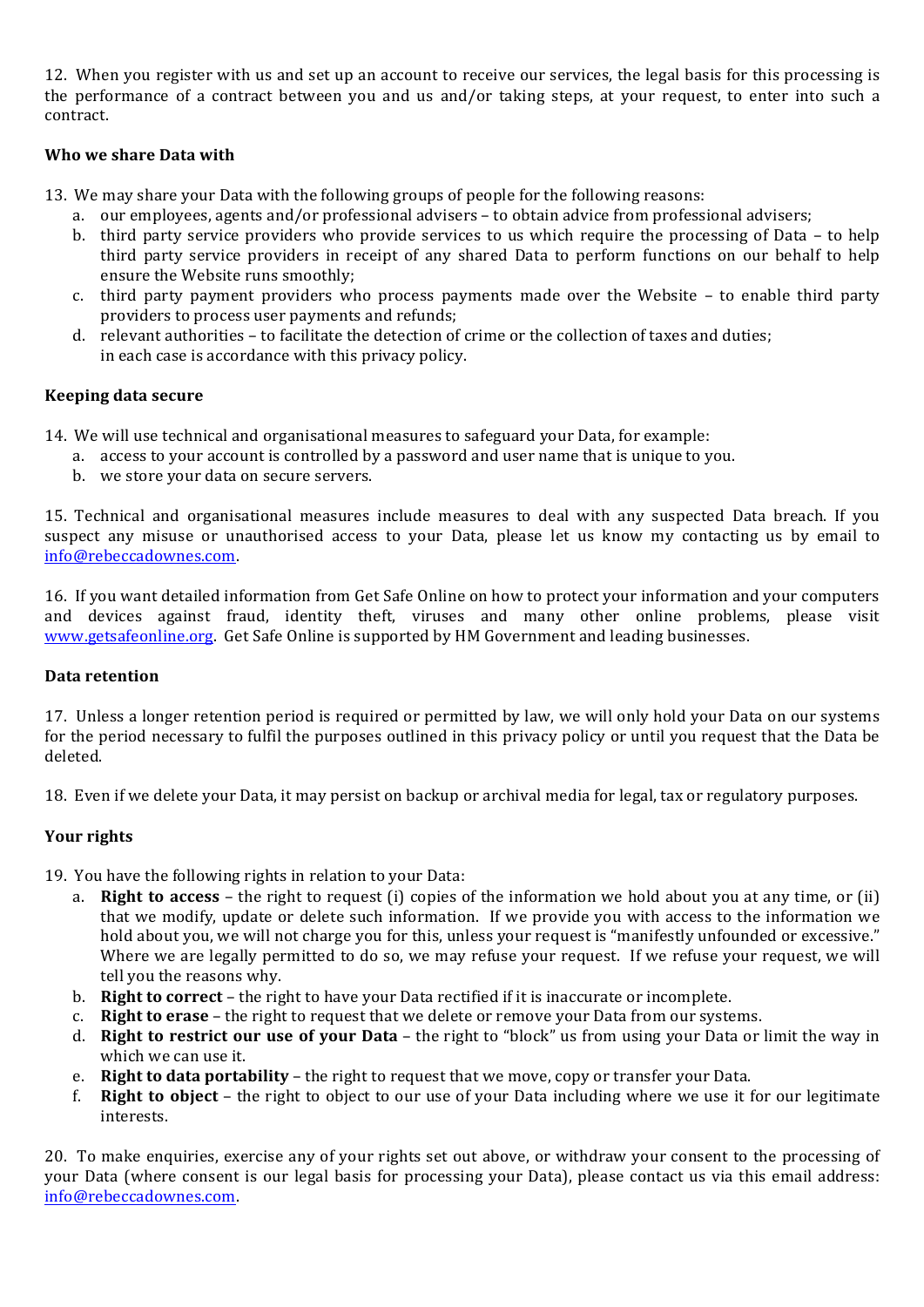12. When you register with us and set up an account to receive our services, the legal basis for this processing is the performance of a contract between you and us and/or taking steps, at your request, to enter into such a contract.

**Who we share Data with**

13. We may share your Data with the following groups of people for the following reasons:
    a. our employees, agents and/or professional advisers – to obtain advice from professional advisers;
    b. third party service providers who provide services to us which require the processing of Data – to help third party service providers in receipt of any shared Data to perform functions on our behalf to help ensure the Website runs smoothly;
    c. third party payment providers who process payments made over the Website – to enable third party providers to process user payments and refunds;
    d. relevant authorities – to facilitate the detection of crime or the collection of taxes and duties;
    in each case is accordance with this privacy policy.

**Keeping data secure**

14. We will use technical and organisational measures to safeguard your Data, for example:
    a. access to your account is controlled by a password and user name that is unique to you.
    b. we store your data on secure servers.

15. Technical and organisational measures include measures to deal with any suspected Data breach. If you suspect any misuse or unauthorised access to your Data, please let us know my contacting us by email to info@rebeccadownes.com.

16. If you want detailed information from Get Safe Online on how to protect your information and your computers and devices against fraud, identity theft, viruses and many other online problems, please visit www.getsafeonline.org. Get Safe Online is supported by HM Government and leading businesses.

**Data retention**

17. Unless a longer retention period is required or permitted by law, we will only hold your Data on our systems for the period necessary to fulfil the purposes outlined in this privacy policy or until you request that the Data be deleted.

18. Even if we delete your Data, it may persist on backup or archival media for legal, tax or regulatory purposes.

**Your rights**

19. You have the following rights in relation to your Data:
    a. **Right to access** – the right to request (i) copies of the information we hold about you at any time, or (ii) that we modify, update or delete such information. If we provide you with access to the information we hold about you, we will not charge you for this, unless your request is "manifestly unfounded or excessive." Where we are legally permitted to do so, we may refuse your request. If we refuse your request, we will tell you the reasons why.
    b. **Right to correct** – the right to have your Data rectified if it is inaccurate or incomplete.
    c. **Right to erase** – the right to request that we delete or remove your Data from our systems.
    d. **Right to restrict our use of your Data** – the right to "block" us from using your Data or limit the way in which we can use it.
    e. **Right to data portability** – the right to request that we move, copy or transfer your Data.
    f. **Right to object** – the right to object to our use of your Data including where we use it for our legitimate interests.

20. To make enquiries, exercise any of your rights set out above, or withdraw your consent to the processing of your Data (where consent is our legal basis for processing your Data), please contact us via this email address: info@rebeccadownes.com.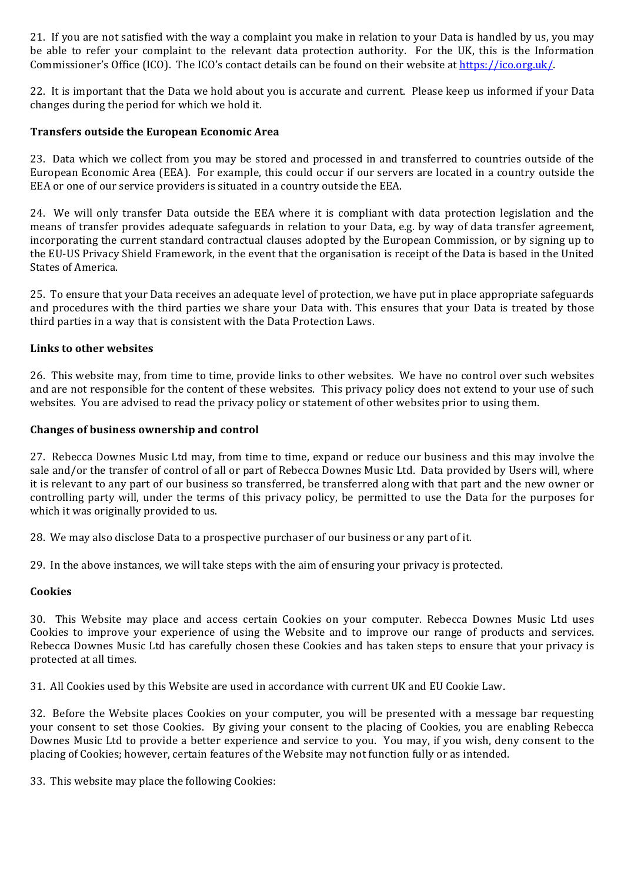21. If you are not satisfied with the way a complaint you make in relation to your Data is handled by us, you may be able to refer your complaint to the relevant data protection authority. For the UK, this is the Information Commissioner's Office (ICO). The ICO's contact details can be found on their website at [https://ico.org.uk/](https://ico.org.uk/).

22. It is important that the Data we hold about you is accurate and current. Please keep us informed if your Data changes during the period for which we hold it.

**Transfers outside the European Economic Area**

23. Data which we collect from you may be stored and processed in and transferred to countries outside of the European Economic Area (EEA). For example, this could occur if our servers are located in a country outside the EEA or one of our service providers is situated in a country outside the EEA.

24. We will only transfer Data outside the EEA where it is compliant with data protection legislation and the means of transfer provides adequate safeguards in relation to your Data, e.g. by way of data transfer agreement, incorporating the current standard contractual clauses adopted by the European Commission, or by signing up to the EU-US Privacy Shield Framework, in the event that the organisation is receipt of the Data is based in the United States of America.

25. To ensure that your Data receives an adequate level of protection, we have put in place appropriate safeguards and procedures with the third parties we share your Data with. This ensures that your Data is treated by those third parties in a way that is consistent with the Data Protection Laws.

**Links to other websites**

26. This website may, from time to time, provide links to other websites. We have no control over such websites and are not responsible for the content of these websites. This privacy policy does not extend to your use of such websites. You are advised to read the privacy policy or statement of other websites prior to using them.

**Changes of business ownership and control**

27. Rebecca Downes Music Ltd may, from time to time, expand or reduce our business and this may involve the sale and/or the transfer of control of all or part of Rebecca Downes Music Ltd. Data provided by Users will, where it is relevant to any part of our business so transferred, be transferred along with that part and the new owner or controlling party will, under the terms of this privacy policy, be permitted to use the Data for the purposes for which it was originally provided to us.

28. We may also disclose Data to a prospective purchaser of our business or any part of it.

29. In the above instances, we will take steps with the aim of ensuring your privacy is protected.

**Cookies**

30. This Website may place and access certain Cookies on your computer. Rebecca Downes Music Ltd uses Cookies to improve your experience of using the Website and to improve our range of products and services. Rebecca Downes Music Ltd has carefully chosen these Cookies and has taken steps to ensure that your privacy is protected at all times.

31. All Cookies used by this Website are used in accordance with current UK and EU Cookie Law.

32. Before the Website places Cookies on your computer, you will be presented with a message bar requesting your consent to set those Cookies. By giving your consent to the placing of Cookies, you are enabling Rebecca Downes Music Ltd to provide a better experience and service to you. You may, if you wish, deny consent to the placing of Cookies; however, certain features of the Website may not function fully or as intended.

33. This website may place the following Cookies: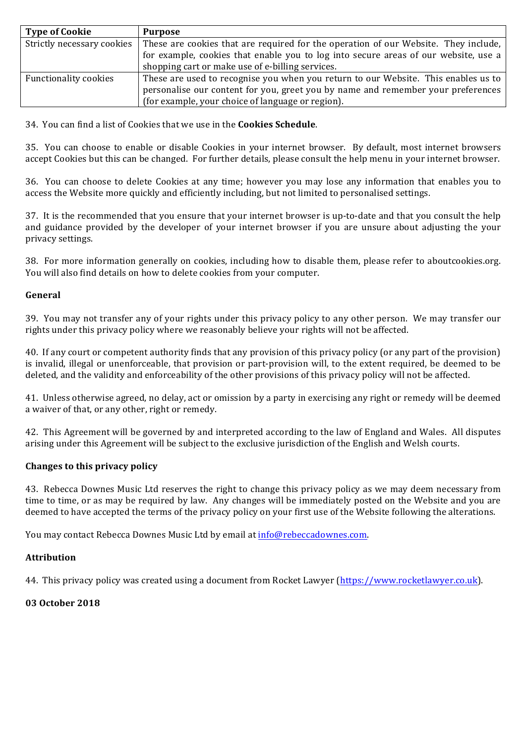| Type of Cookie | Purpose |
| --- | --- |
| Strictly necessary cookies | These are cookies that are required for the operation of our Website. They include, for example, cookies that enable you to log into secure areas of our website, use a shopping cart or make use of e-billing services. |
| Functionality cookies | These are used to recognise you when you return to our Website. This enables us to personalise our content for you, greet you by name and remember your preferences (for example, your choice of language or region). |

34. You can find a list of Cookies that we use in the **Cookies Schedule**.

35. You can choose to enable or disable Cookies in your internet browser. By default, most internet browsers accept Cookies but this can be changed. For further details, please consult the help menu in your internet browser.

36. You can choose to delete Cookies at any time; however you may lose any information that enables you to access the Website more quickly and efficiently including, but not limited to personalised settings.

37. It is the recommended that you ensure that your internet browser is up-to-date and that you consult the help and guidance provided by the developer of your internet browser if you are unsure about adjusting the your privacy settings.

38. For more information generally on cookies, including how to disable them, please refer to aboutcookies.org. You will also find details on how to delete cookies from your computer.

**General**

39. You may not transfer any of your rights under this privacy policy to any other person. We may transfer our rights under this privacy policy where we reasonably believe your rights will not be affected.

40. If any court or competent authority finds that any provision of this privacy policy (or any part of the provision) is invalid, illegal or unenforceable, that provision or part-provision will, to the extent required, be deemed to be deleted, and the validity and enforceability of the other provisions of this privacy policy will not be affected.

41. Unless otherwise agreed, no delay, act or omission by a party in exercising any right or remedy will be deemed a waiver of that, or any other, right or remedy.

42. This Agreement will be governed by and interpreted according to the law of England and Wales. All disputes arising under this Agreement will be subject to the exclusive jurisdiction of the English and Welsh courts.

**Changes to this privacy policy**

43. Rebecca Downes Music Ltd reserves the right to change this privacy policy as we may deem necessary from time to time, or as may be required by law. Any changes will be immediately posted on the Website and you are deemed to have accepted the terms of the privacy policy on your first use of the Website following the alterations.

You may contact Rebecca Downes Music Ltd by email at info@rebeccadownes.com.

**Attribution**

44. This privacy policy was created using a document from Rocket Lawyer (https://www.rocketlawyer.co.uk).

**03 October 2018**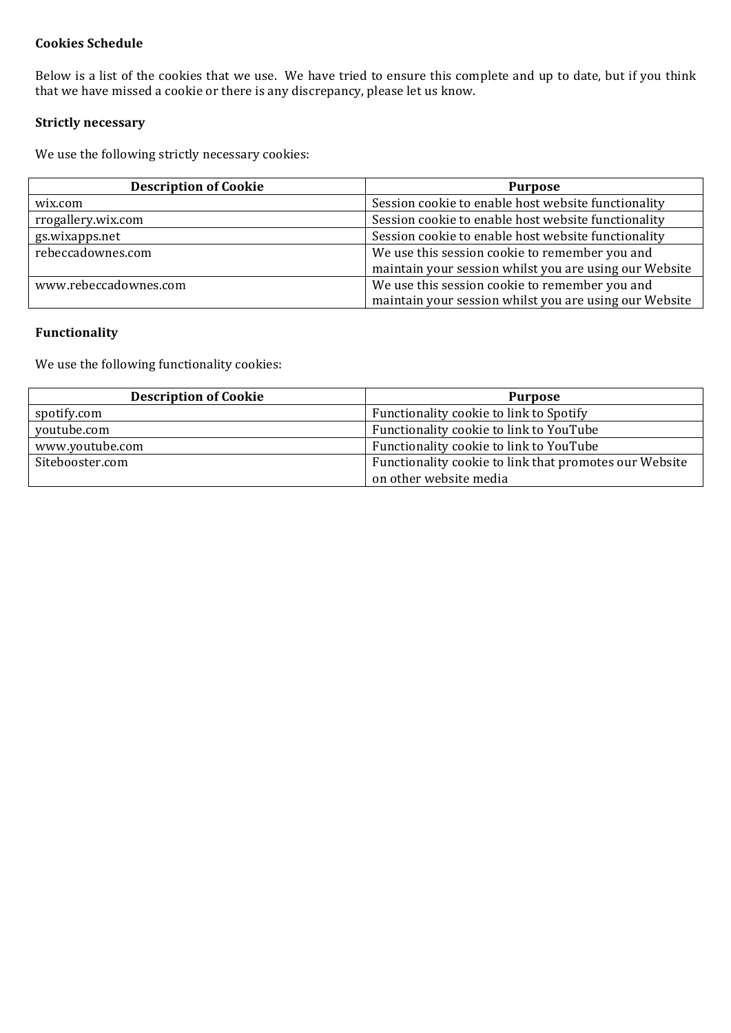**Cookies Schedule**

Below is a list of the cookies that we use. We have tried to ensure this complete and up to date, but if you think that we have missed a cookie or there is any discrepancy, please let us know.

**Strictly necessary**

We use the following strictly necessary cookies:

| Description of Cookie | Purpose |
|---|---|
| wix.com | Session cookie to enable host website functionality |
| rrogallery.wix.com | Session cookie to enable host website functionality |
| gs.wixapps.net | Session cookie to enable host website functionality |
| rebeccadownes.com | We use this session cookie to remember you and maintain your session whilst you are using our Website |
| www.rebeccadownes.com | We use this session cookie to remember you and maintain your session whilst you are using our Website |

**Functionality**

We use the following functionality cookies:

| Description of Cookie | Purpose |
|---|---|
| spotify.com | Functionality cookie to link to Spotify |
| youtube.com | Functionality cookie to link to YouTube |
| www.youtube.com | Functionality cookie to link to YouTube |
| Sitebooster.com | Functionality cookie to link that promotes our Website on other website media |